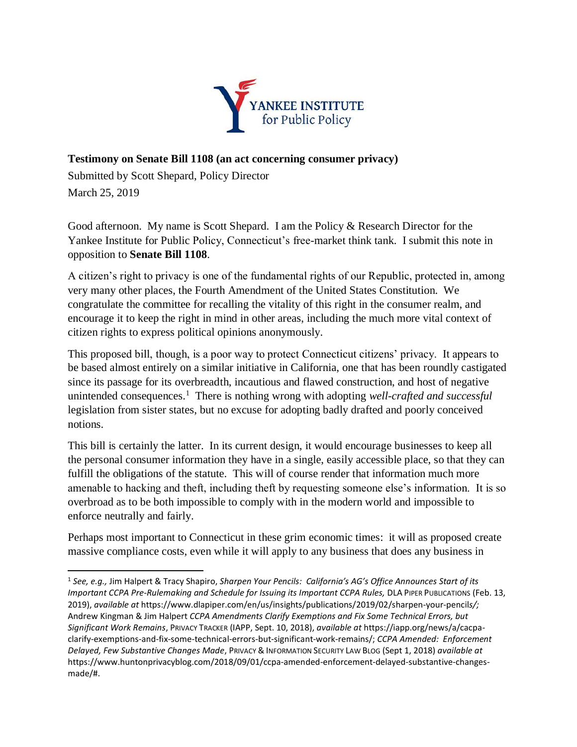YANKEE INSTITUTE for Public Policy

**Testimony on Senate Bill 1108 (an act concerning consumer privacy)**

Submitted by Scott Shepard, Policy Director

March 25, 2019

Good afternoon. My name is Scott Shepard. I am the Policy & Research Director for the Yankee Institute for Public Policy, Connecticut's free-market think tank. I submit this note in opposition to **Senate Bill 1108**.

A citizen's right to privacy is one of the fundamental rights of our Republic, protected in, among very many other places, the Fourth Amendment of the United States Constitution. We congratulate the committee for recalling the vitality of this right in the consumer realm, and encourage it to keep the right in mind in other areas, including the much more vital context of citizen rights to express political opinions anonymously.

This proposed bill, though, is a poor way to protect Connecticut citizens' privacy. It appears to be based almost entirely on a similar initiative in California, one that has been roundly castigated since its passage for its overbreadth, incautious and flawed construction, and host of negative unintended consequences.[1] There is nothing wrong with adopting *well-crafted and successful* legislation from sister states, but no excuse for adopting badly drafted and poorly conceived notions.

This bill is certainly the latter. In its current design, it would encourage businesses to keep all the personal consumer information they have in a single, easily accessible place, so that they can fulfill the obligations of the statute. This will of course render that information much more amenable to hacking and theft, including theft by requesting someone else's information. It is so overbroad as to be both impossible to comply with in the modern world and impossible to enforce neutrally and fairly.

Perhaps most important to Connecticut in these grim economic times: it will as proposed create massive compliance costs, even while it will apply to any business that does any business in

---

[1] *See, e.g.,* Jim Halpert & Tracy Shapiro, *Sharpen Your Pencils: California's AG's Office Announces Start of its Important CCPA Pre-Rulemaking and Schedule for Issuing its Important CCPA Rules,* DLA PIPER PUBLICATIONS (Feb. 13, 2019), *available at* https://www.dlapiper.com/en/us/insights/publications/2019/02/sharpen-your-pencils/; Andrew Kingman & Jim Halpert *CCPA Amendments Clarify Exemptions and Fix Some Technical Errors, but Significant Work Remains*, PRIVACY TRACKER (IAPP, Sept. 10, 2018), *available at* https://iapp.org/news/a/cacpa-clarify-exemptions-and-fix-some-technical-errors-but-significant-work-remains/; *CCPA Amended: Enforcement Delayed, Few Substantive Changes Made*, PRIVACY & INFORMATION SECURITY LAW BLOG (Sept 1, 2018) *available at* https://www.huntonprivacyblog.com/2018/09/01/ccpa-amended-enforcement-delayed-substantive-changes-made/#.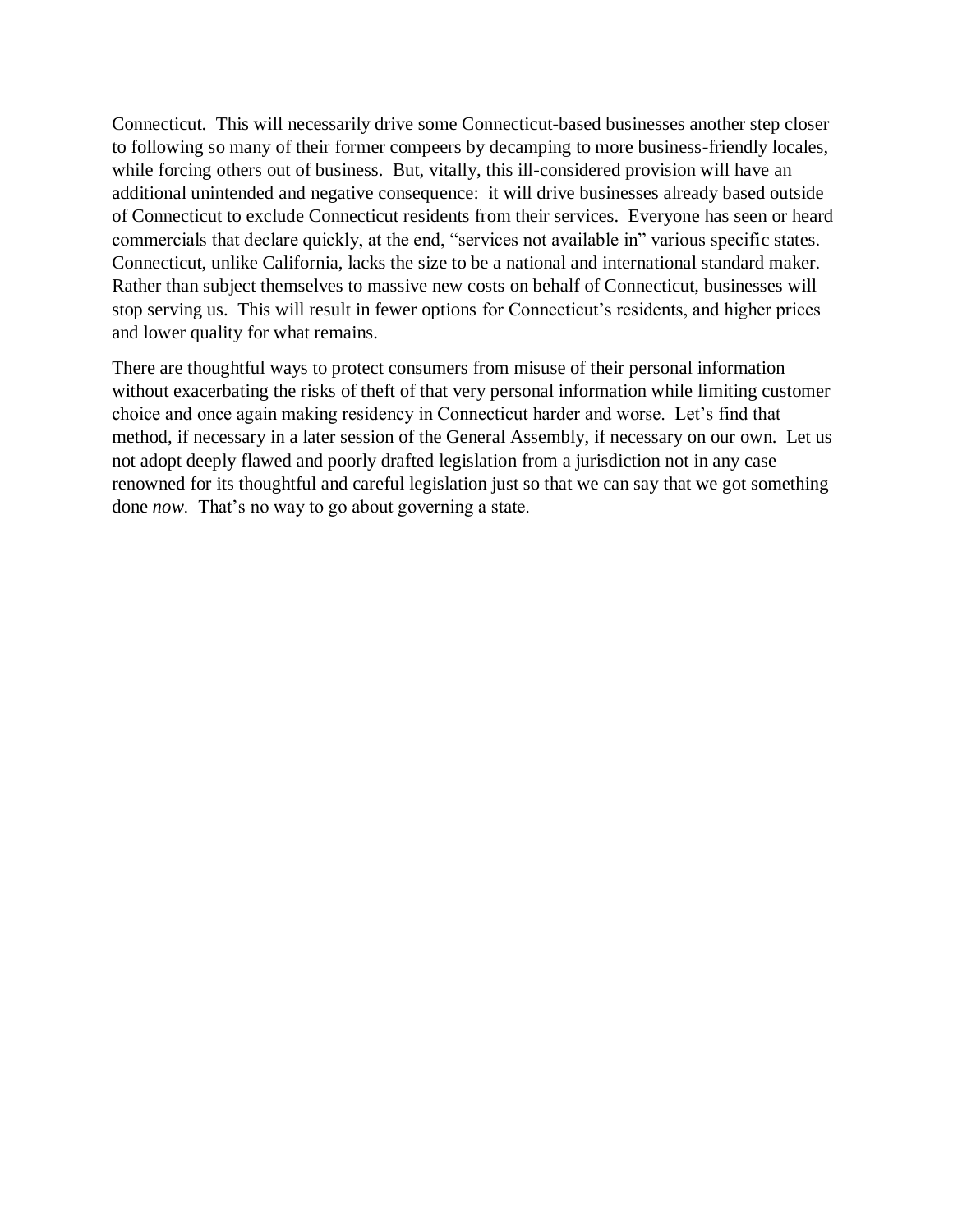Connecticut. This will necessarily drive some Connecticut-based businesses another step closer to following so many of their former compeers by decamping to more business-friendly locales, while forcing others out of business. But, vitally, this ill-considered provision will have an additional unintended and negative consequence: it will drive businesses already based outside of Connecticut to exclude Connecticut residents from their services. Everyone has seen or heard commercials that declare quickly, at the end, "services not available in" various specific states. Connecticut, unlike California, lacks the size to be a national and international standard maker. Rather than subject themselves to massive new costs on behalf of Connecticut, businesses will stop serving us. This will result in fewer options for Connecticut's residents, and higher prices and lower quality for what remains.

There are thoughtful ways to protect consumers from misuse of their personal information without exacerbating the risks of theft of that very personal information while limiting customer choice and once again making residency in Connecticut harder and worse. Let's find that method, if necessary in a later session of the General Assembly, if necessary on our own. Let us not adopt deeply flawed and poorly drafted legislation from a jurisdiction not in any case renowned for its thoughtful and careful legislation just so that we can say that we got something done *now*. That's no way to go about governing a state.